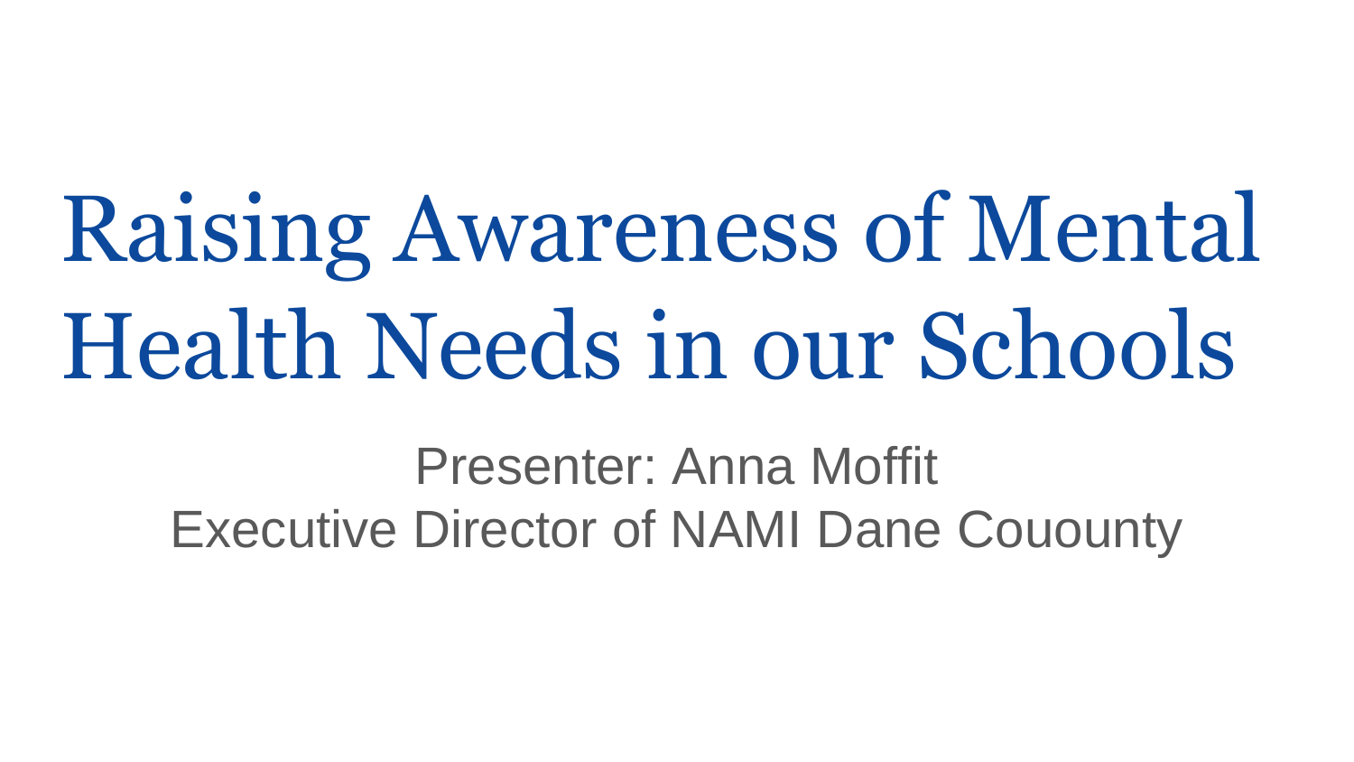# Raising Awareness of Mental Health Needs in our Schools

Presenter: Anna Moffit

Executive Director of NAMI Dane Couounty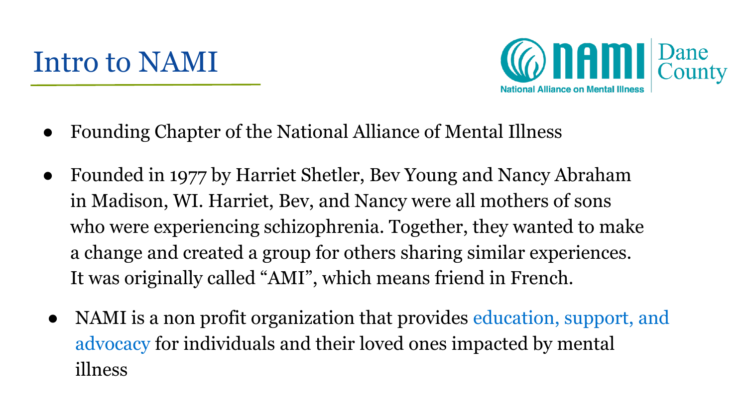# Intro to NAMI

NAMI Dane County
National Alliance on Mental Illness

- Founding Chapter of the National Alliance of Mental Illness
- Founded in 1977 by Harriet Shetler, Bev Young and Nancy Abraham in Madison, WI. Harriet, Bev, and Nancy were all mothers of sons who were experiencing schizophrenia. Together, they wanted to make a change and created a group for others sharing similar experiences. It was originally called "AMI", which means friend in French.
- NAMI is a non profit organization that provides education, support, and advocacy for individuals and their loved ones impacted by mental illness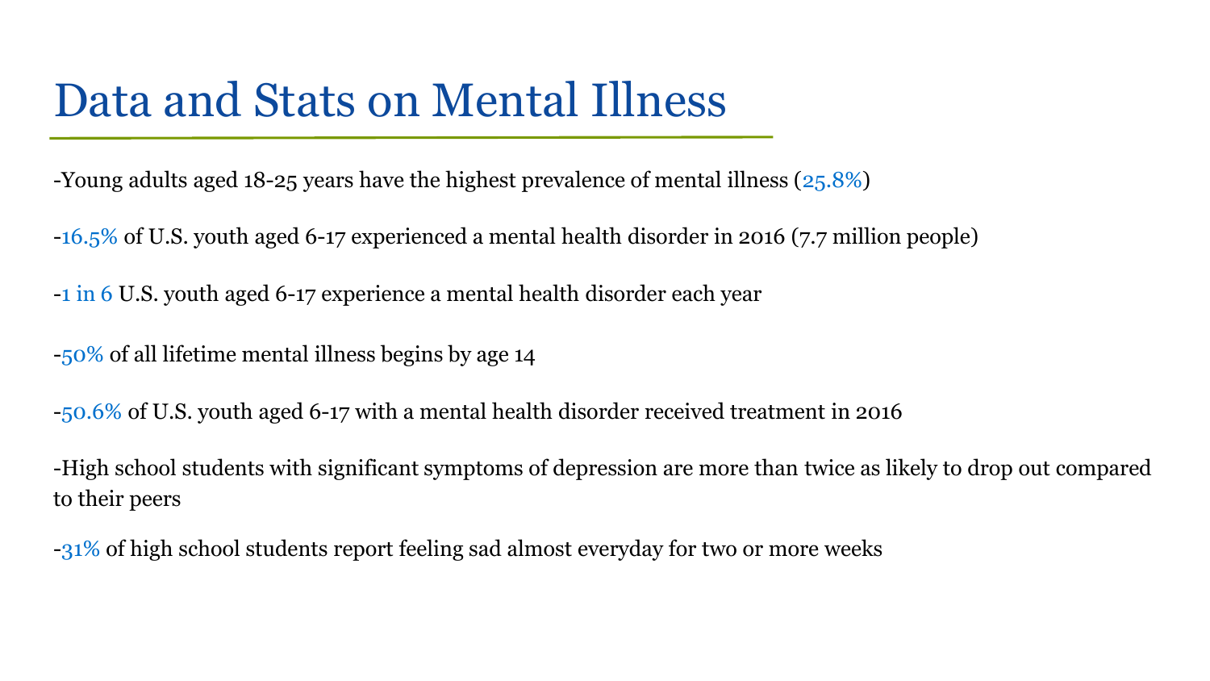# Data and Stats on Mental Illness

-Young adults aged 18-25 years have the highest prevalence of mental illness (25.8%)

-16.5% of U.S. youth aged 6-17 experienced a mental health disorder in 2016 (7.7 million people)

-1 in 6 U.S. youth aged 6-17 experience a mental health disorder each year

-50% of all lifetime mental illness begins by age 14

-50.6% of U.S. youth aged 6-17 with a mental health disorder received treatment in 2016

-High school students with significant symptoms of depression are more than twice as likely to drop out compared to their peers

-31% of high school students report feeling sad almost everyday for two or more weeks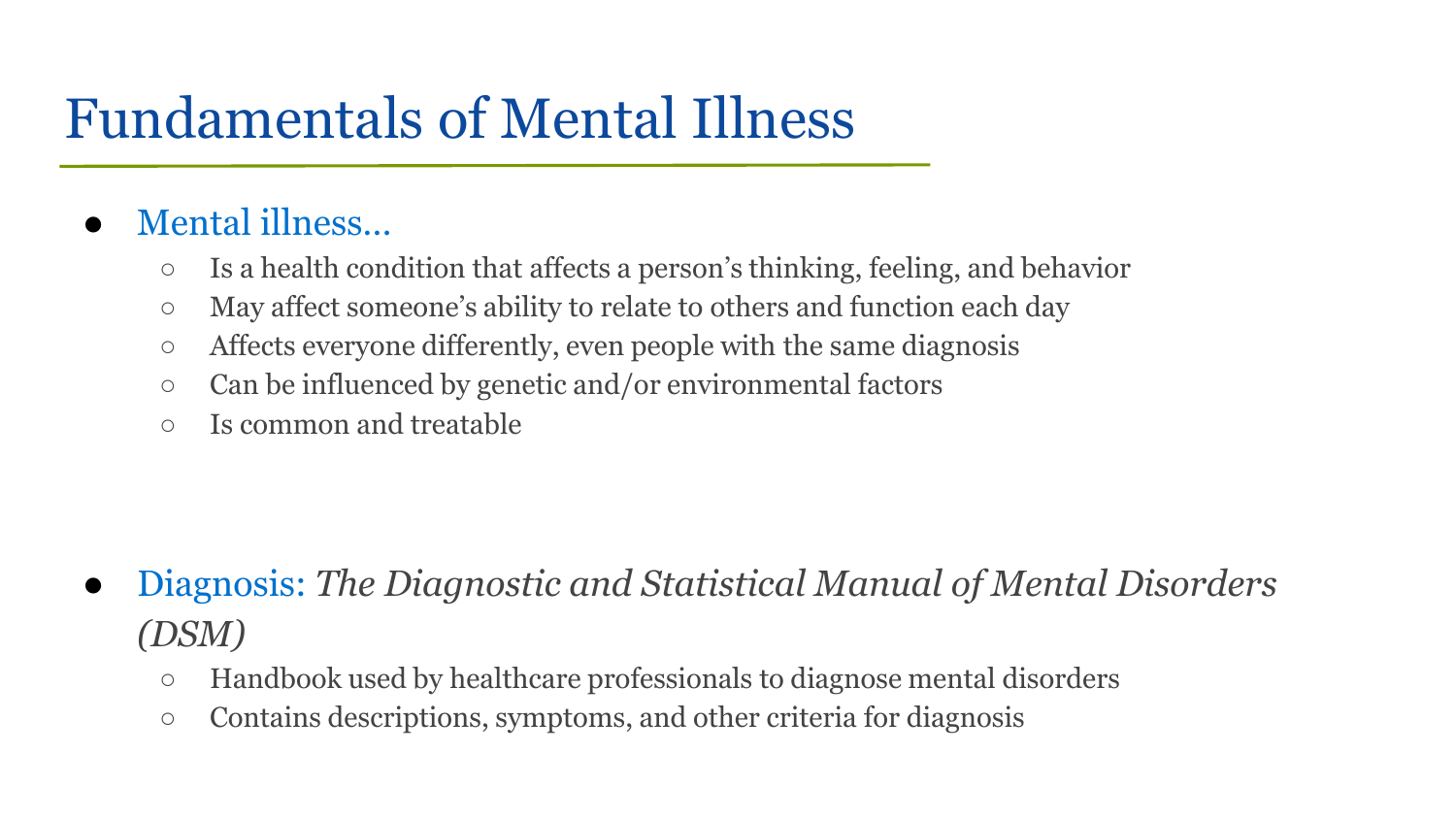# Fundamentals of Mental Illness

- Mental illness…
  - Is a health condition that affects a person's thinking, feeling, and behavior
  - May affect someone's ability to relate to others and function each day
  - Affects everyone differently, even people with the same diagnosis
  - Can be influenced by genetic and/or environmental factors
  - Is common and treatable

- Diagnosis: *The Diagnostic and Statistical Manual of Mental Disorders (DSM)*
  - Handbook used by healthcare professionals to diagnose mental disorders
  - Contains descriptions, symptoms, and other criteria for diagnosis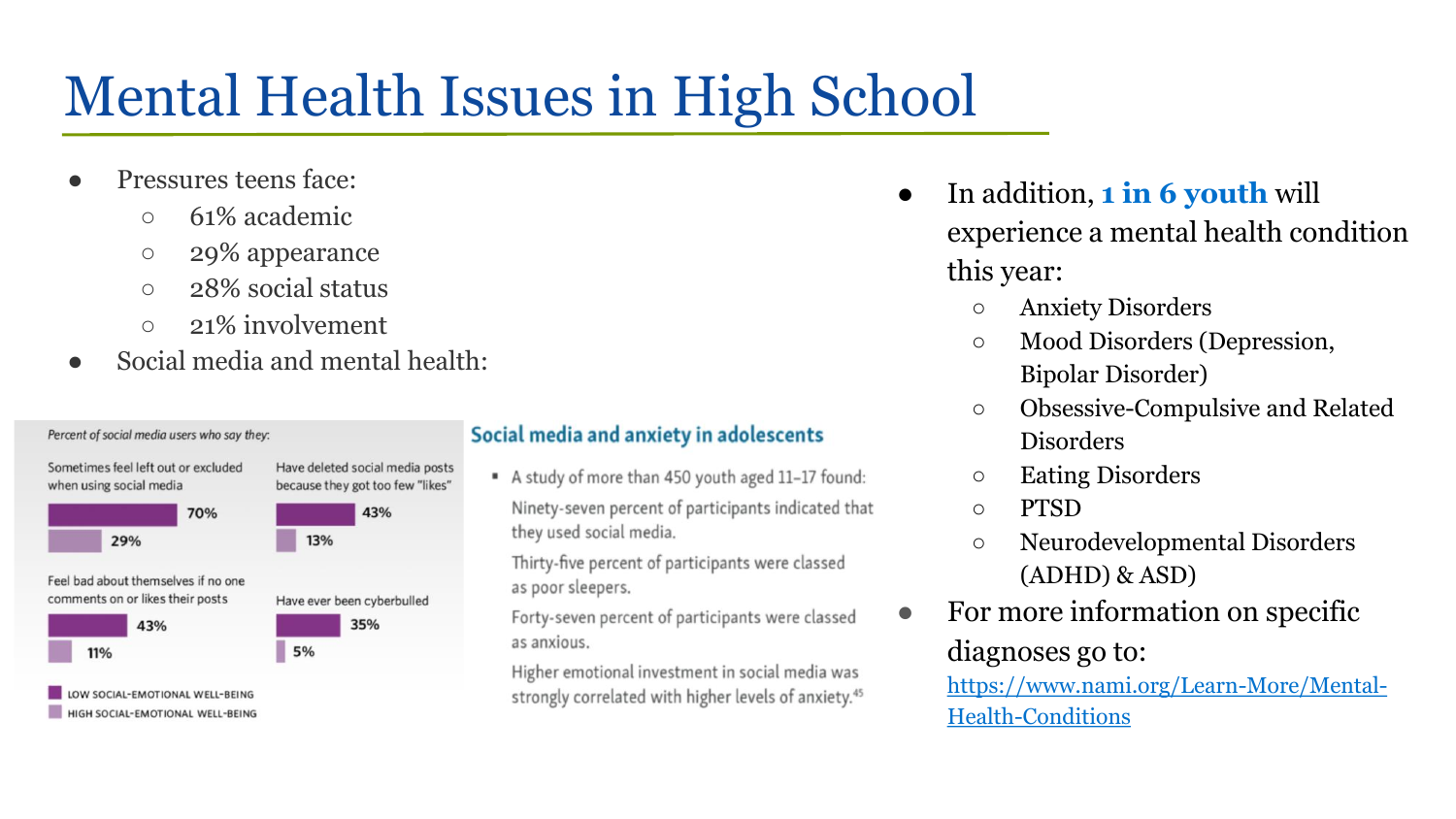# Mental Health Issues in High School

- Pressures teens face:
  - 61% academic
  - 29% appearance
  - 28% social status
  - 21% involvement
- Social media and mental health:

*Percent of social media users who say they:*

| | Low social-emotional well-being | High social-emotional well-being |
|---|---|---|
| Sometimes feel left out or excluded when using social media | 70% | 29% |
| Have deleted social media posts because they got too few "likes" | 43% | 13% |
| Feel bad about themselves if no one comments on or likes their posts | 43% | 11% |
| Have ever been cyberbullied | 35% | 5% |

## Social media and anxiety in adolescents

- A study of more than 450 youth aged 11–17 found:

  Ninety-seven percent of participants indicated that they used social media.

  Thirty-five percent of participants were classed as poor sleepers.

  Forty-seven percent of participants were classed as anxious.

  Higher emotional investment in social media was strongly correlated with higher levels of anxiety.[45]

- In addition, **1 in 6 youth** will experience a mental health condition this year:
  - Anxiety Disorders
  - Mood Disorders (Depression, Bipolar Disorder)
  - Obsessive-Compulsive and Related Disorders
  - Eating Disorders
  - PTSD
  - Neurodevelopmental Disorders (ADHD) & ASD)
- For more information on specific diagnoses go to: https://www.nami.org/Learn-More/Mental-Health-Conditions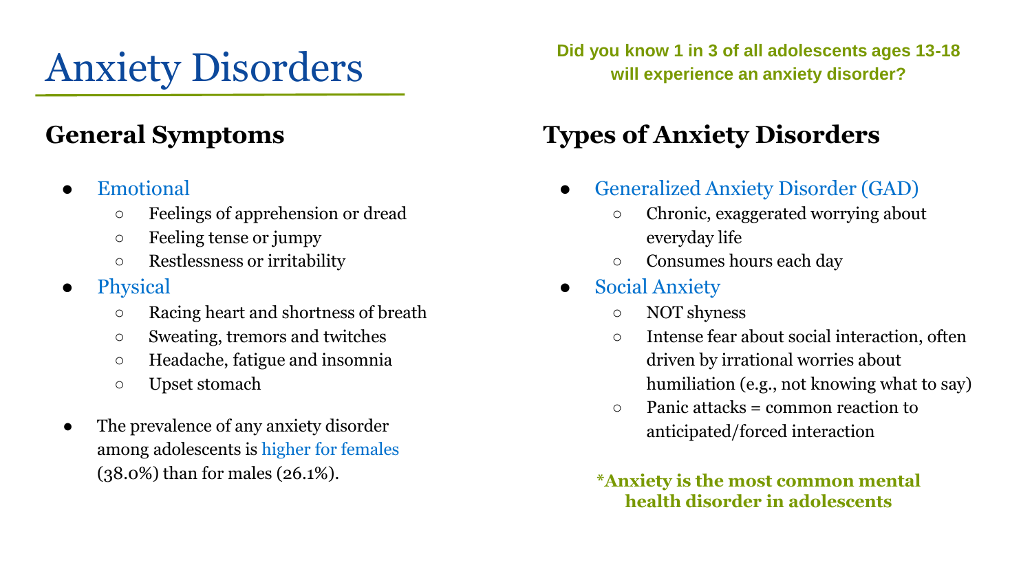# Anxiety Disorders

**Did you know 1 in 3 of all adolescents ages 13-18 will experience an anxiety disorder?**

## General Symptoms

- Emotional
  - Feelings of apprehension or dread
  - Feeling tense or jumpy
  - Restlessness or irritability
- Physical
  - Racing heart and shortness of breath
  - Sweating, tremors and twitches
  - Headache, fatigue and insomnia
  - Upset stomach
- The prevalence of any anxiety disorder among adolescents is higher for females (38.0%) than for males (26.1%).

## Types of Anxiety Disorders

- Generalized Anxiety Disorder (GAD)
  - Chronic, exaggerated worrying about everyday life
  - Consumes hours each day
- Social Anxiety
  - NOT shyness
  - Intense fear about social interaction, often driven by irrational worries about humiliation (e.g., not knowing what to say)
  - Panic attacks = common reaction to anticipated/forced interaction

**\*Anxiety is the most common mental health disorder in adolescents**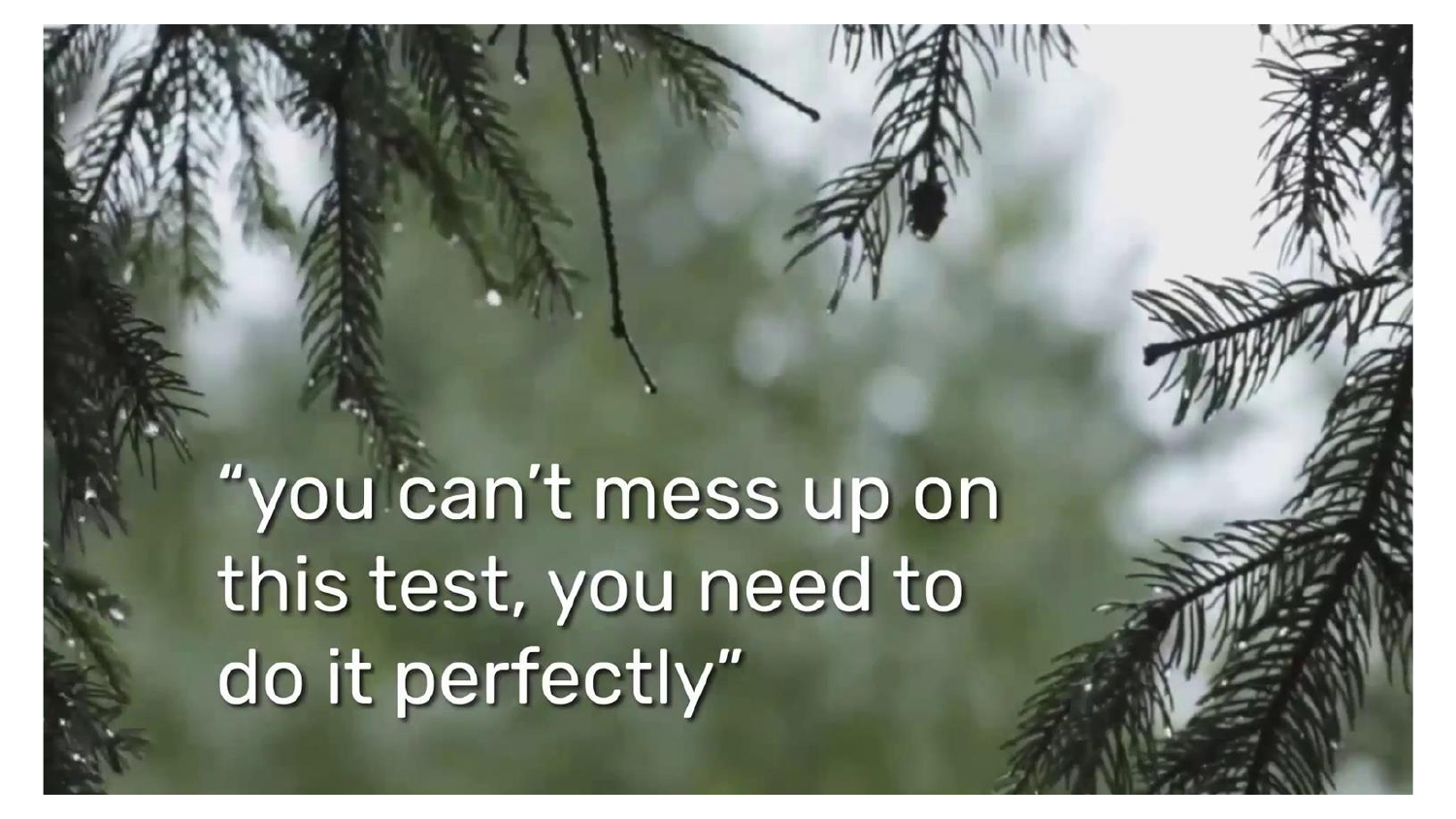"you can't mess up on this test, you need to do it perfectly"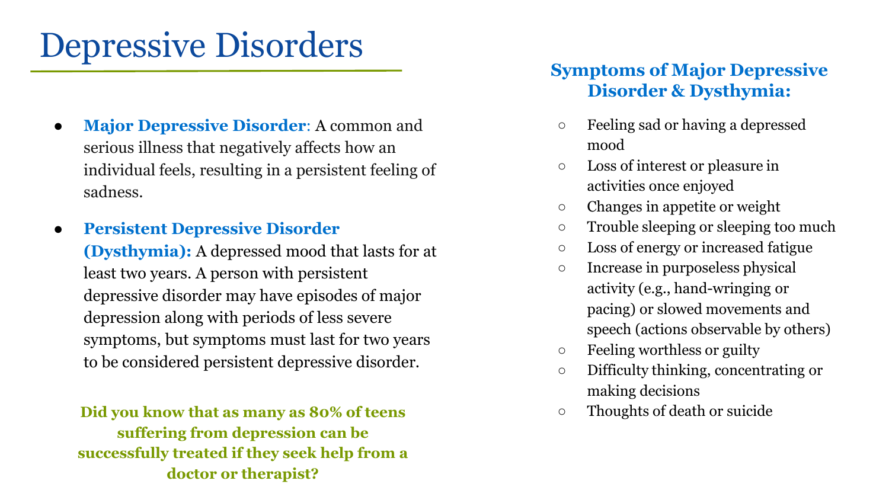# Depressive Disorders

- **Major Depressive Disorder**: A common and serious illness that negatively affects how an individual feels, resulting in a persistent feeling of sadness.
- **Persistent Depressive Disorder (Dysthymia):** A depressed mood that lasts for at least two years. A person with persistent depressive disorder may have episodes of major depression along with periods of less severe symptoms, but symptoms must last for two years to be considered persistent depressive disorder.

**Did you know that as many as 80% of teens suffering from depression can be successfully treated if they seek help from a doctor or therapist?**

### Symptoms of Major Depressive Disorder & Dysthymia:

- Feeling sad or having a depressed mood
- Loss of interest or pleasure in activities once enjoyed
- Changes in appetite or weight
- Trouble sleeping or sleeping too much
- Loss of energy or increased fatigue
- Increase in purposeless physical activity (e.g., hand-wringing or pacing) or slowed movements and speech (actions observable by others)
- Feeling worthless or guilty
- Difficulty thinking, concentrating or making decisions
- Thoughts of death or suicide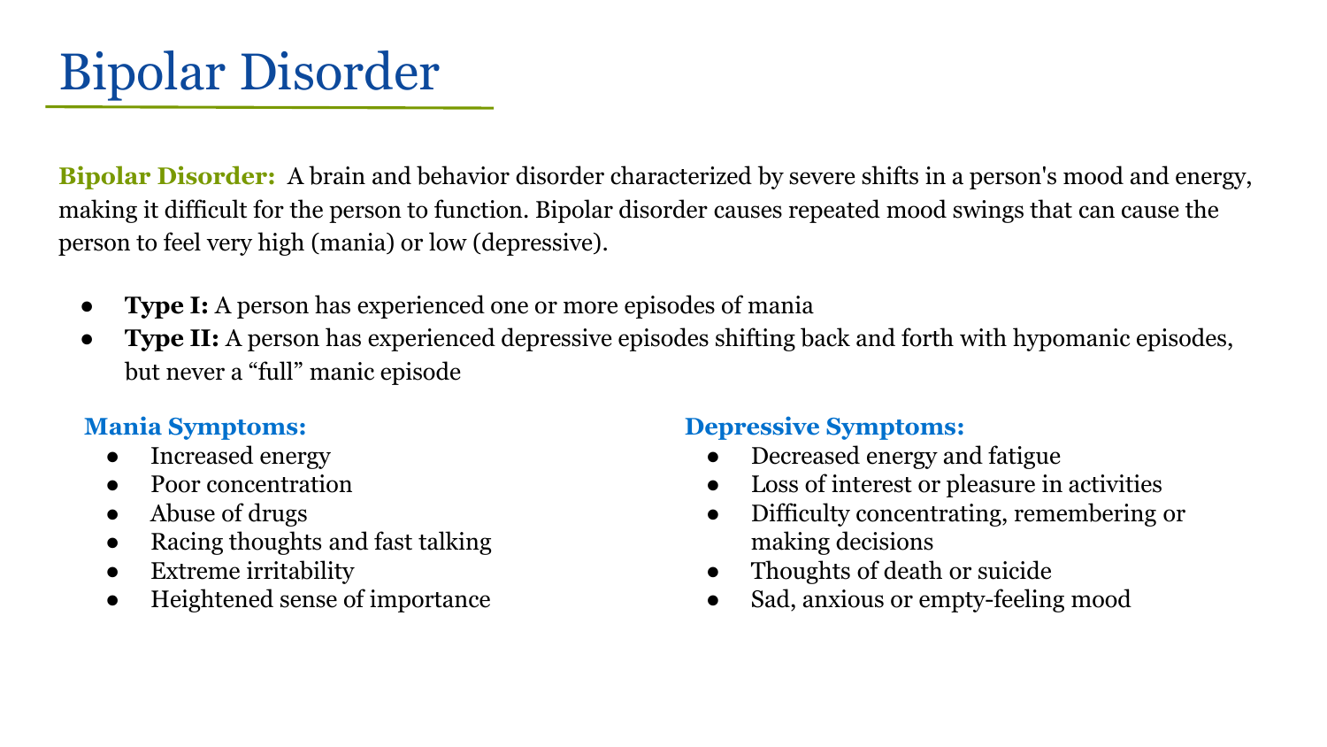# Bipolar Disorder

**Bipolar Disorder:** A brain and behavior disorder characterized by severe shifts in a person's mood and energy, making it difficult for the person to function. Bipolar disorder causes repeated mood swings that can cause the person to feel very high (mania) or low (depressive).

- **Type I:** A person has experienced one or more episodes of mania
- **Type II:** A person has experienced depressive episodes shifting back and forth with hypomanic episodes, but never a "full" manic episode

### Mania Symptoms:

- Increased energy
- Poor concentration
- Abuse of drugs
- Racing thoughts and fast talking
- Extreme irritability
- Heightened sense of importance

### Depressive Symptoms:

- Decreased energy and fatigue
- Loss of interest or pleasure in activities
- Difficulty concentrating, remembering or making decisions
- Thoughts of death or suicide
- Sad, anxious or empty-feeling mood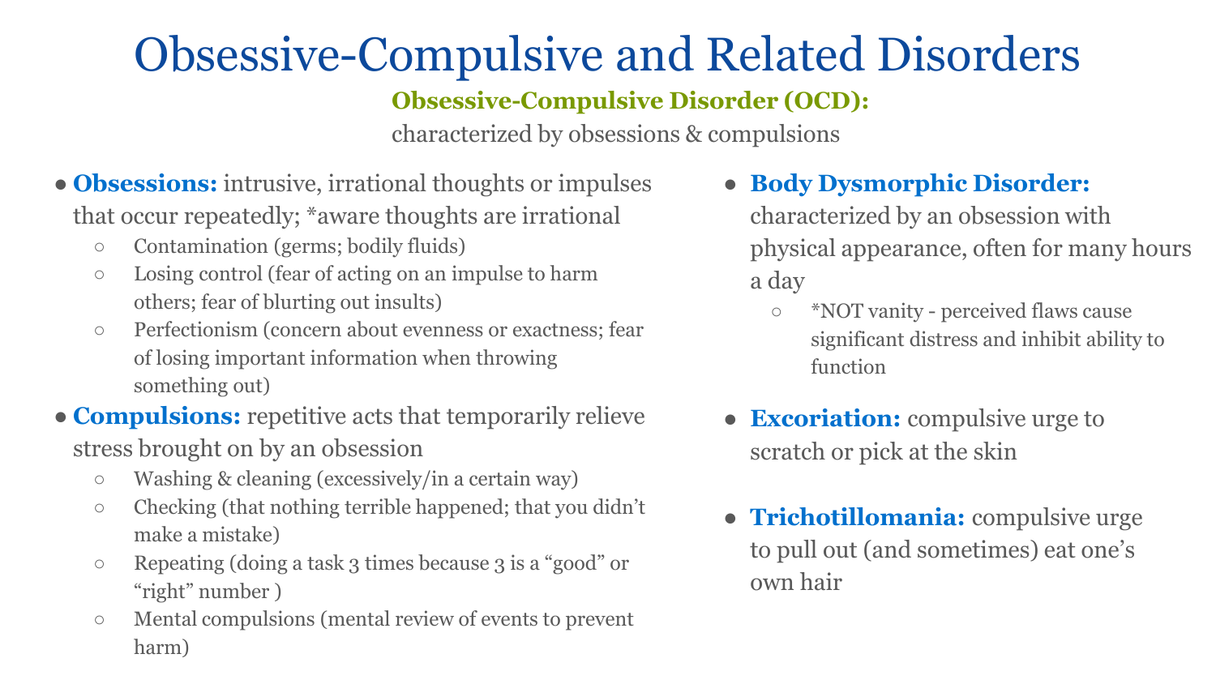# Obsessive-Compulsive and Related Disorders

**Obsessive-Compulsive Disorder (OCD):**

characterized by obsessions & compulsions

- **Obsessions:** intrusive, irrational thoughts or impulses that occur repeatedly; *aware thoughts are irrational
  - Contamination (germs; bodily fluids)
  - Losing control (fear of acting on an impulse to harm others; fear of blurting out insults)
  - Perfectionism (concern about evenness or exactness; fear of losing important information when throwing something out)
- **Compulsions:** repetitive acts that temporarily relieve stress brought on by an obsession
  - Washing & cleaning (excessively/in a certain way)
  - Checking (that nothing terrible happened; that you didn't make a mistake)
  - Repeating (doing a task 3 times because 3 is a "good" or "right" number )
  - Mental compulsions (mental review of events to prevent harm)

- **Body Dysmorphic Disorder:** characterized by an obsession with physical appearance, often for many hours a day
  - *NOT vanity - perceived flaws cause significant distress and inhibit ability to function

- **Excoriation:** compulsive urge to scratch or pick at the skin

- **Trichotillomania:** compulsive urge to pull out (and sometimes) eat one's own hair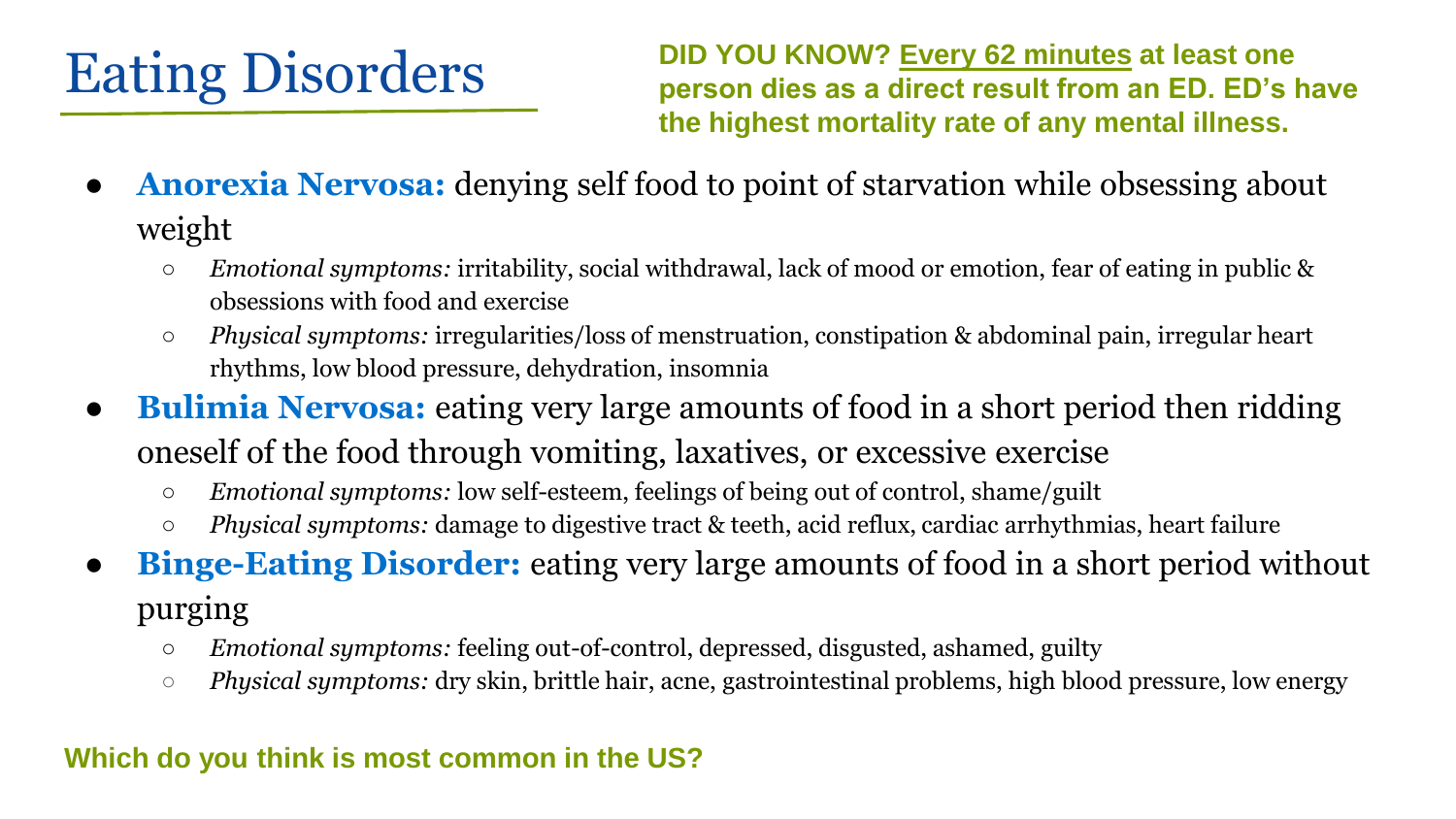# Eating Disorders

**DID YOU KNOW? <u>Every 62 minutes</u> at least one person dies as a direct result from an ED. ED's have the highest mortality rate of any mental illness.**

- **Anorexia Nervosa:** denying self food to point of starvation while obsessing about weight
  - *Emotional symptoms:* irritability, social withdrawal, lack of mood or emotion, fear of eating in public & obsessions with food and exercise
  - *Physical symptoms:* irregularities/loss of menstruation, constipation & abdominal pain, irregular heart rhythms, low blood pressure, dehydration, insomnia
- **Bulimia Nervosa:** eating very large amounts of food in a short period then ridding oneself of the food through vomiting, laxatives, or excessive exercise
  - *Emotional symptoms:* low self-esteem, feelings of being out of control, shame/guilt
  - *Physical symptoms:* damage to digestive tract & teeth, acid reflux, cardiac arrhythmias, heart failure
- **Binge-Eating Disorder:** eating very large amounts of food in a short period without purging
  - *Emotional symptoms:* feeling out-of-control, depressed, disgusted, ashamed, guilty
  - *Physical symptoms:* dry skin, brittle hair, acne, gastrointestinal problems, high blood pressure, low energy

**Which do you think is most common in the US?**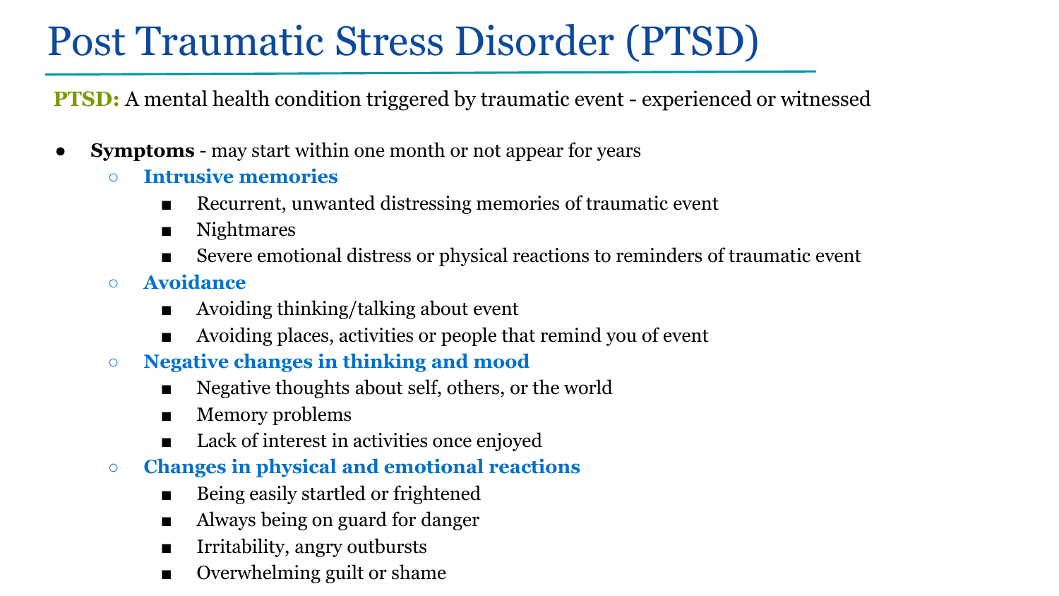# Post Traumatic Stress Disorder (PTSD)

**PTSD:** A mental health condition triggered by traumatic event - experienced or witnessed

- **Symptoms** - may start within one month or not appear for years
  - **Intrusive memories**
    - Recurrent, unwanted distressing memories of traumatic event
    - Nightmares
    - Severe emotional distress or physical reactions to reminders of traumatic event
  - **Avoidance**
    - Avoiding thinking/talking about event
    - Avoiding places, activities or people that remind you of event
  - **Negative changes in thinking and mood**
    - Negative thoughts about self, others, or the world
    - Memory problems
    - Lack of interest in activities once enjoyed
  - **Changes in physical and emotional reactions**
    - Being easily startled or frightened
    - Always being on guard for danger
    - Irritability, angry outbursts
    - Overwhelming guilt or shame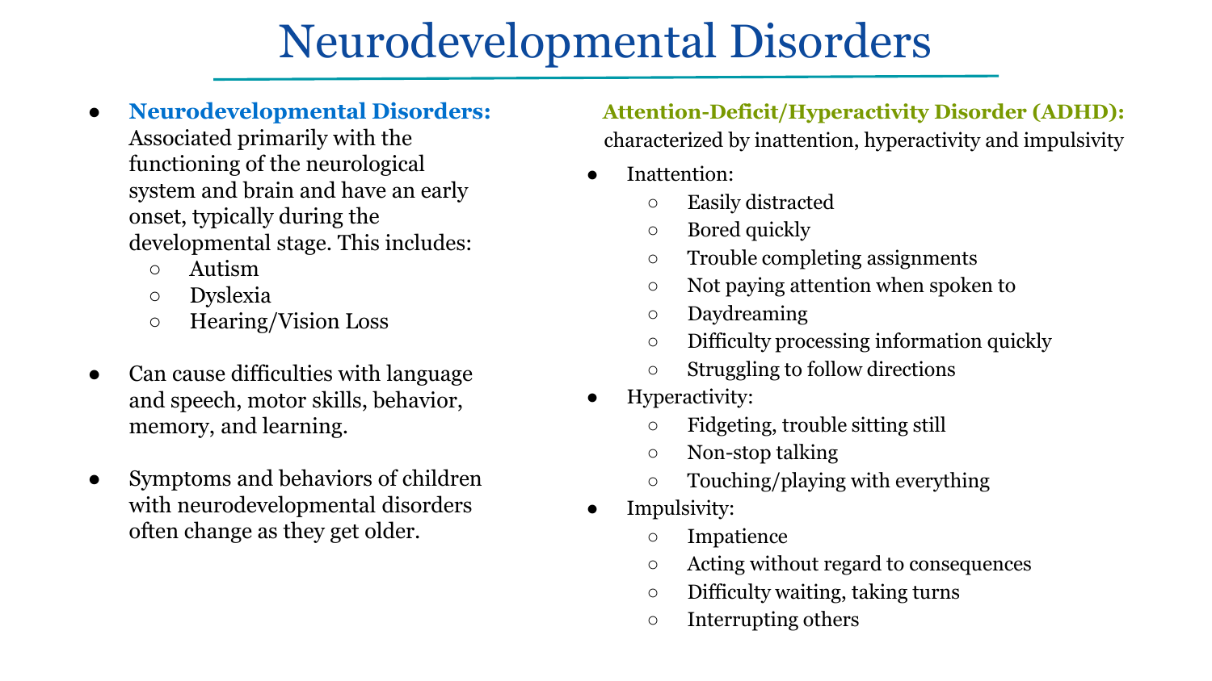# Neurodevelopmental Disorders

- **Neurodevelopmental Disorders:** Associated primarily with the functioning of the neurological system and brain and have an early onset, typically during the developmental stage. This includes:
  - Autism
  - Dyslexia
  - Hearing/Vision Loss
- Can cause difficulties with language and speech, motor skills, behavior, memory, and learning.
- Symptoms and behaviors of children with neurodevelopmental disorders often change as they get older.

**Attention-Deficit/Hyperactivity Disorder (ADHD):** characterized by inattention, hyperactivity and impulsivity

- Inattention:
  - Easily distracted
  - Bored quickly
  - Trouble completing assignments
  - Not paying attention when spoken to
  - Daydreaming
  - Difficulty processing information quickly
  - Struggling to follow directions
- Hyperactivity:
  - Fidgeting, trouble sitting still
  - Non-stop talking
  - Touching/playing with everything
- Impulsivity:
  - Impatience
  - Acting without regard to consequences
  - Difficulty waiting, taking turns
  - Interrupting others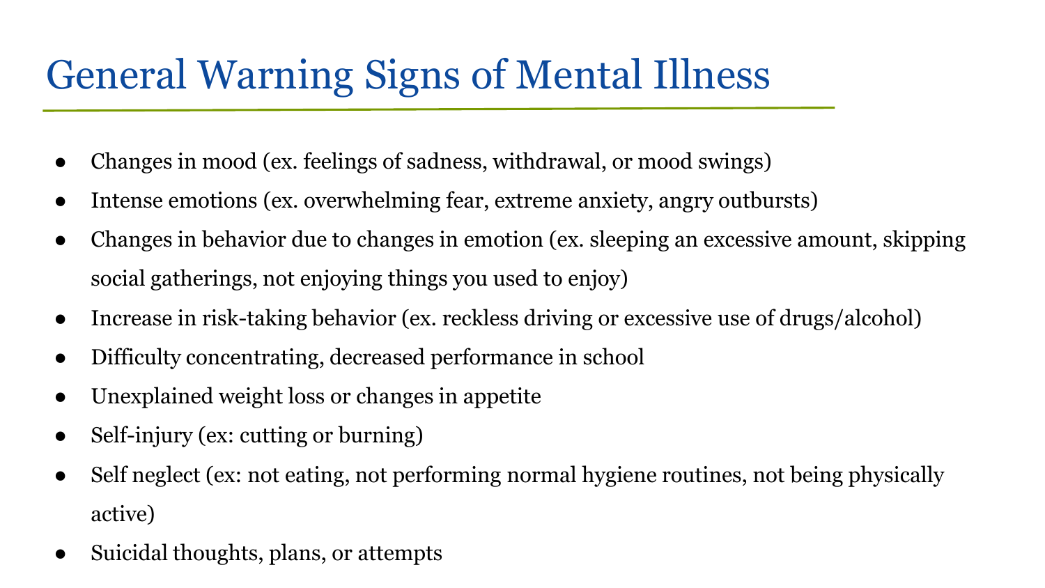# General Warning Signs of Mental Illness

- Changes in mood (ex. feelings of sadness, withdrawal, or mood swings)
- Intense emotions (ex. overwhelming fear, extreme anxiety, angry outbursts)
- Changes in behavior due to changes in emotion (ex. sleeping an excessive amount, skipping social gatherings, not enjoying things you used to enjoy)
- Increase in risk-taking behavior (ex. reckless driving or excessive use of drugs/alcohol)
- Difficulty concentrating, decreased performance in school
- Unexplained weight loss or changes in appetite
- Self-injury (ex: cutting or burning)
- Self neglect (ex: not eating, not performing normal hygiene routines, not being physically active)
- Suicidal thoughts, plans, or attempts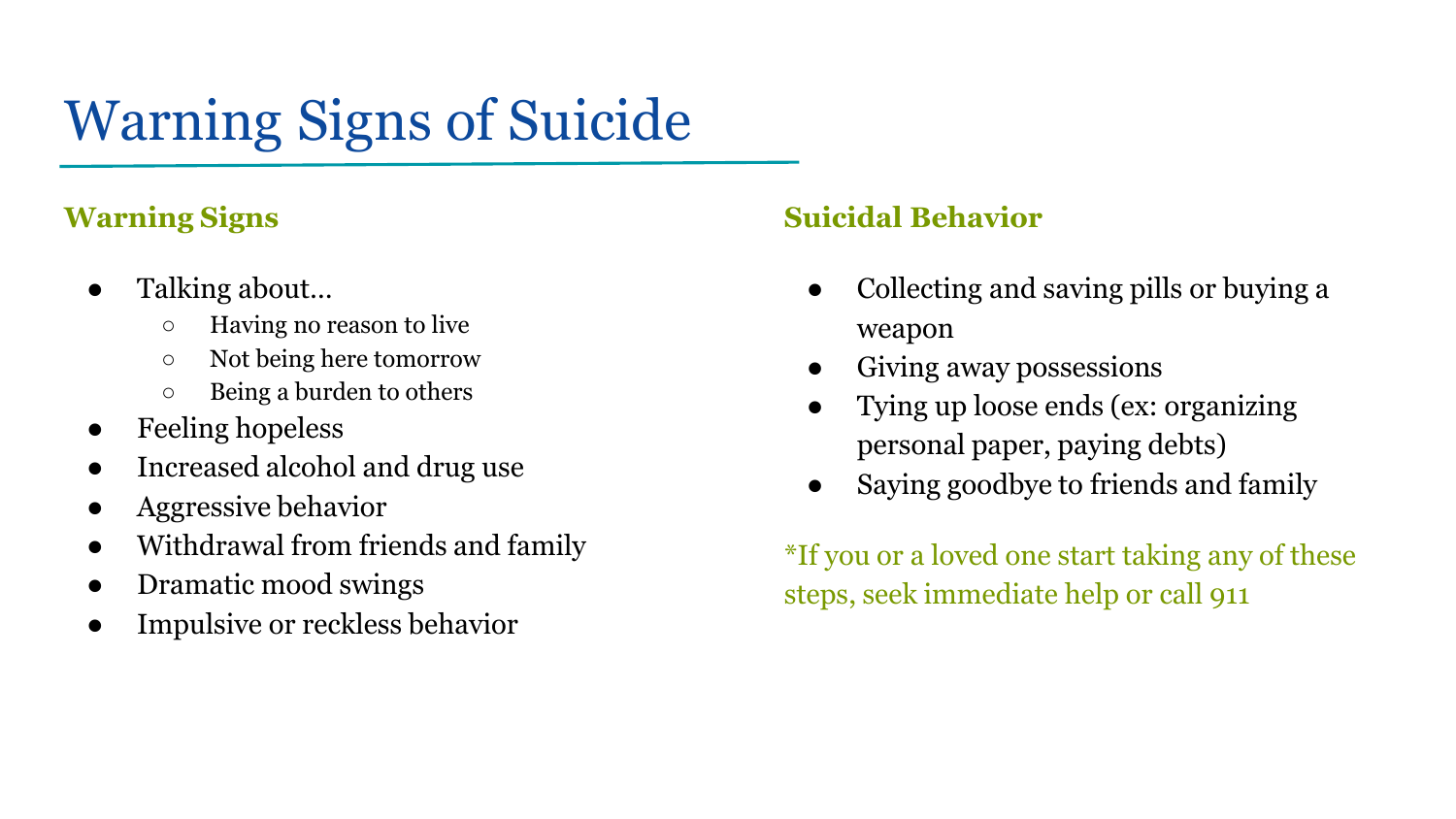# Warning Signs of Suicide

## Warning Signs

- Talking about…
  - Having no reason to live
  - Not being here tomorrow
  - Being a burden to others
- Feeling hopeless
- Increased alcohol and drug use
- Aggressive behavior
- Withdrawal from friends and family
- Dramatic mood swings
- Impulsive or reckless behavior

## Suicidal Behavior

- Collecting and saving pills or buying a weapon
- Giving away possessions
- Tying up loose ends (ex: organizing personal paper, paying debts)
- Saying goodbye to friends and family

*If you or a loved one start taking any of these steps, seek immediate help or call 911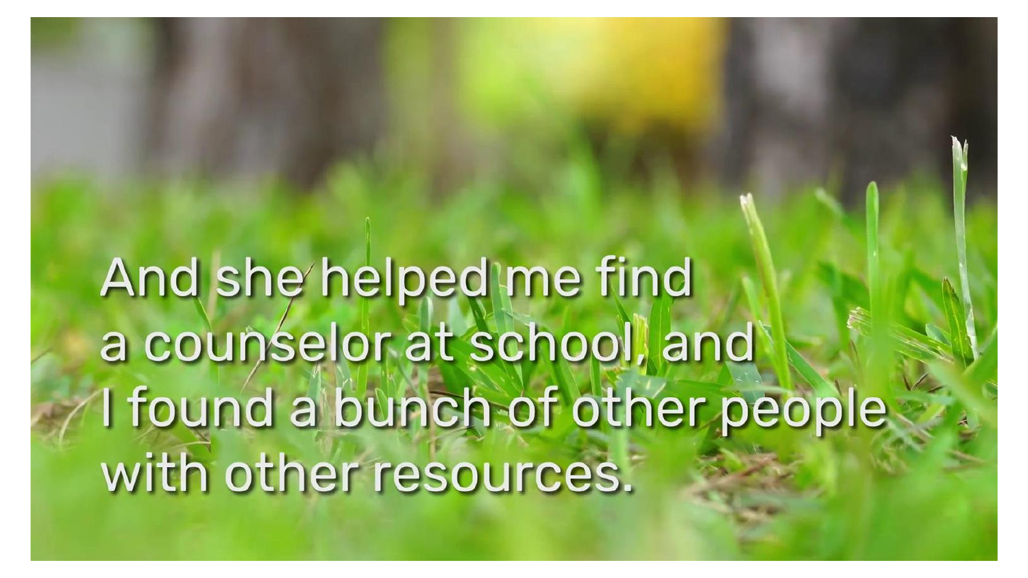And she helped me find
a counselor at school, and
I found a bunch of other people
with other resources.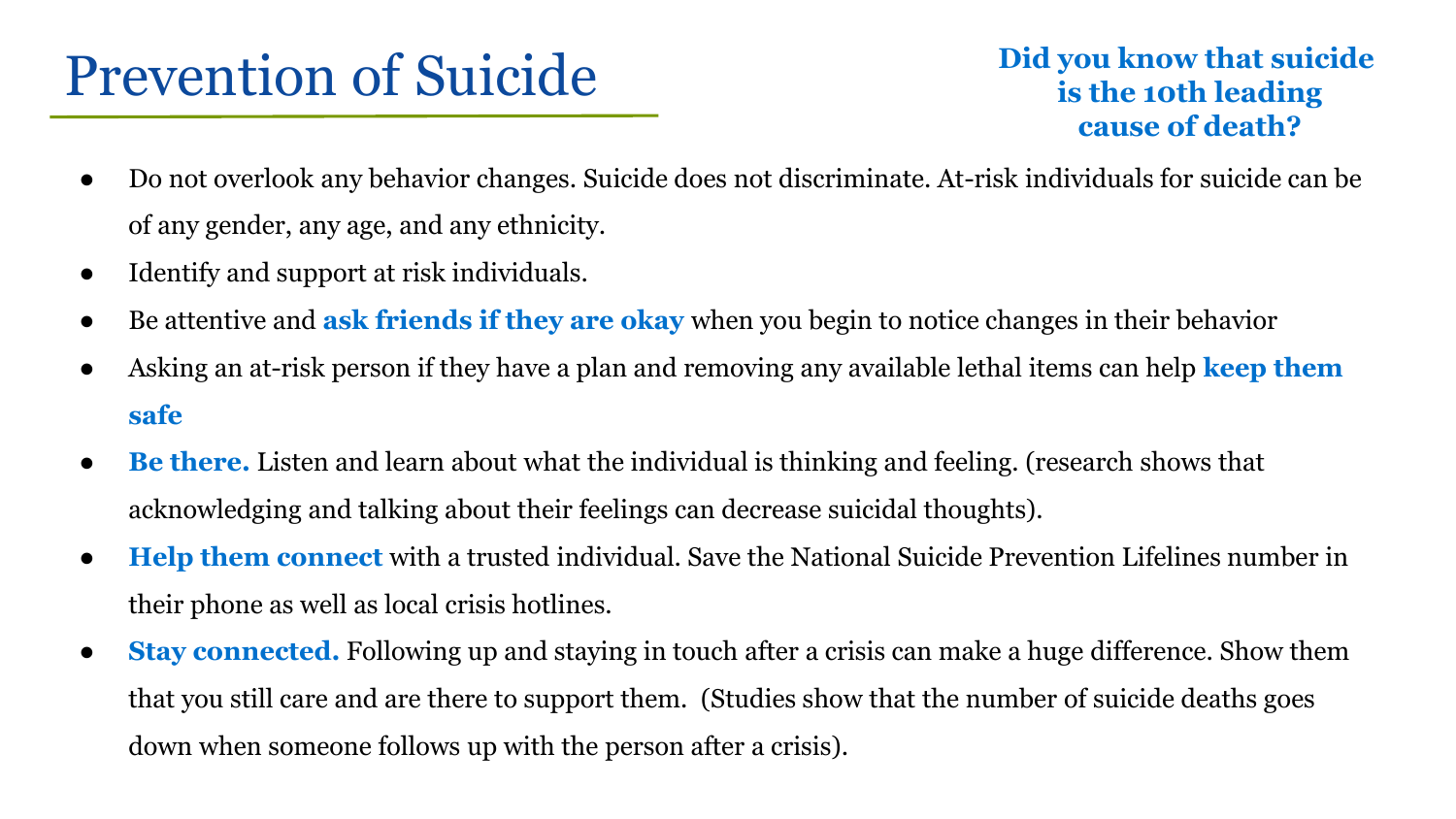# Prevention of Suicide

**Did you know that suicide is the 10th leading cause of death?**

- Do not overlook any behavior changes. Suicide does not discriminate. At-risk individuals for suicide can be of any gender, any age, and any ethnicity.
- Identify and support at risk individuals.
- Be attentive and **ask friends if they are okay** when you begin to notice changes in their behavior
- Asking an at-risk person if they have a plan and removing any available lethal items can help **keep them safe**
- **Be there.** Listen and learn about what the individual is thinking and feeling. (research shows that acknowledging and talking about their feelings can decrease suicidal thoughts).
- **Help them connect** with a trusted individual. Save the National Suicide Prevention Lifelines number in their phone as well as local crisis hotlines.
- **Stay connected.** Following up and staying in touch after a crisis can make a huge difference. Show them that you still care and are there to support them. (Studies show that the number of suicide deaths goes down when someone follows up with the person after a crisis).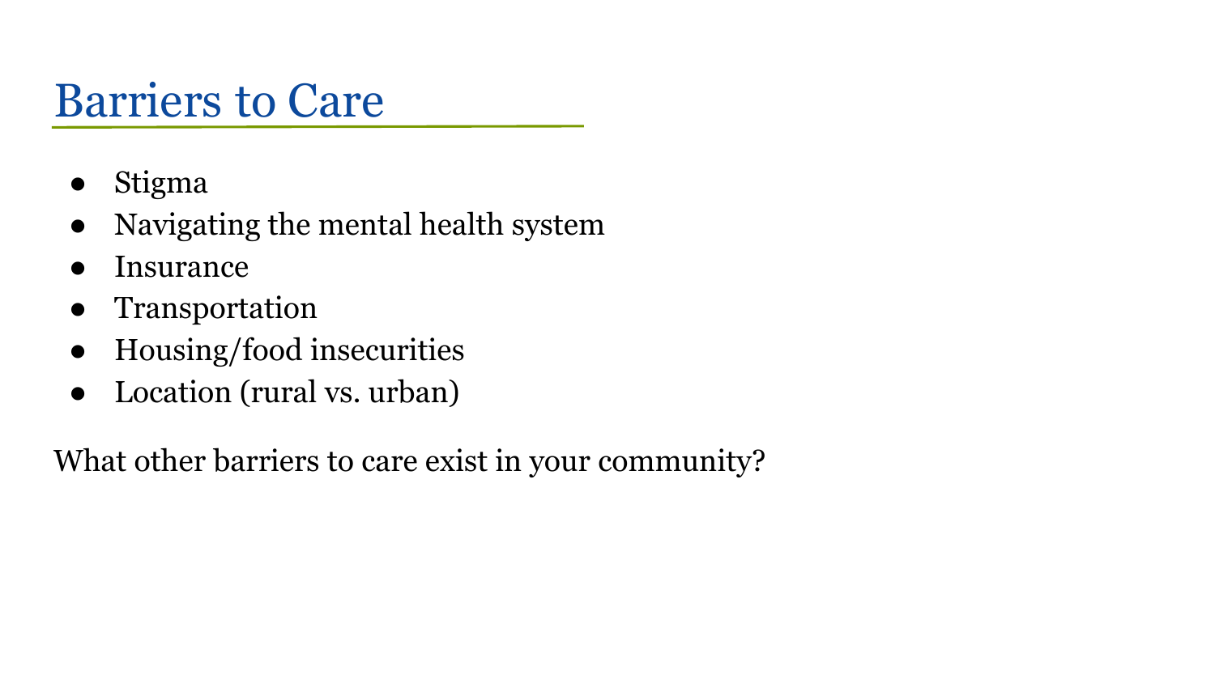# Barriers to Care

- Stigma
- Navigating the mental health system
- Insurance
- Transportation
- Housing/food insecurities
- Location (rural vs. urban)

What other barriers to care exist in your community?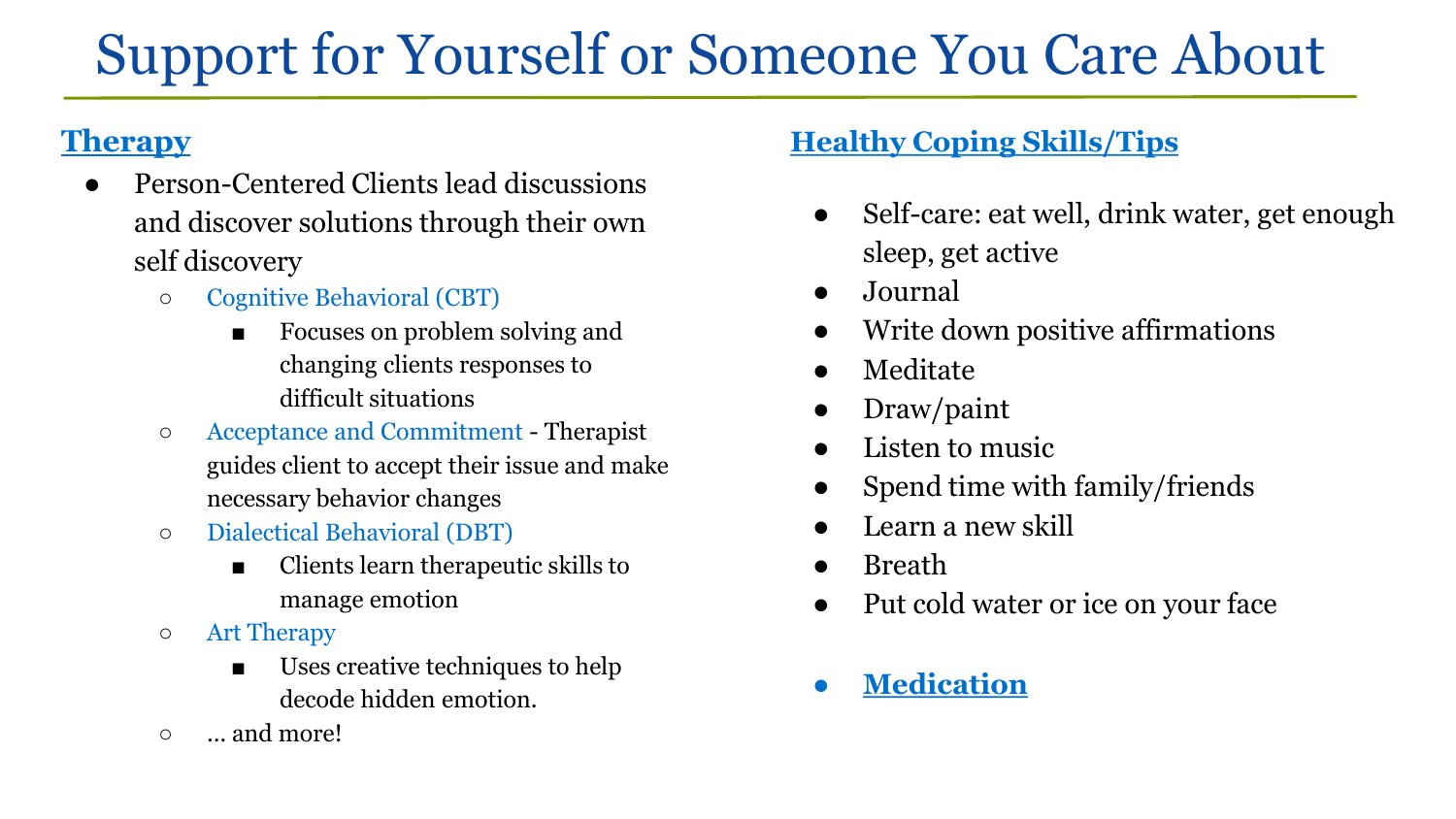# Support for Yourself or Someone You Care About

## [Therapy]

- Person-Centered Clients lead discussions and discover solutions through their own self discovery
  - Cognitive Behavioral (CBT)
    - Focuses on problem solving and changing clients responses to difficult situations
  - Acceptance and Commitment - Therapist guides client to accept their issue and make necessary behavior changes
  - Dialectical Behavioral (DBT)
    - Clients learn therapeutic skills to manage emotion
  - Art Therapy
    - Uses creative techniques to help decode hidden emotion.
  - ... and more!

## [Healthy Coping Skills/Tips]

- Self-care: eat well, drink water, get enough sleep, get active
- Journal
- Write down positive affirmations
- Meditate
- Draw/paint
- Listen to music
- Spend time with family/friends
- Learn a new skill
- Breath
- Put cold water or ice on your face

- **[Medication]**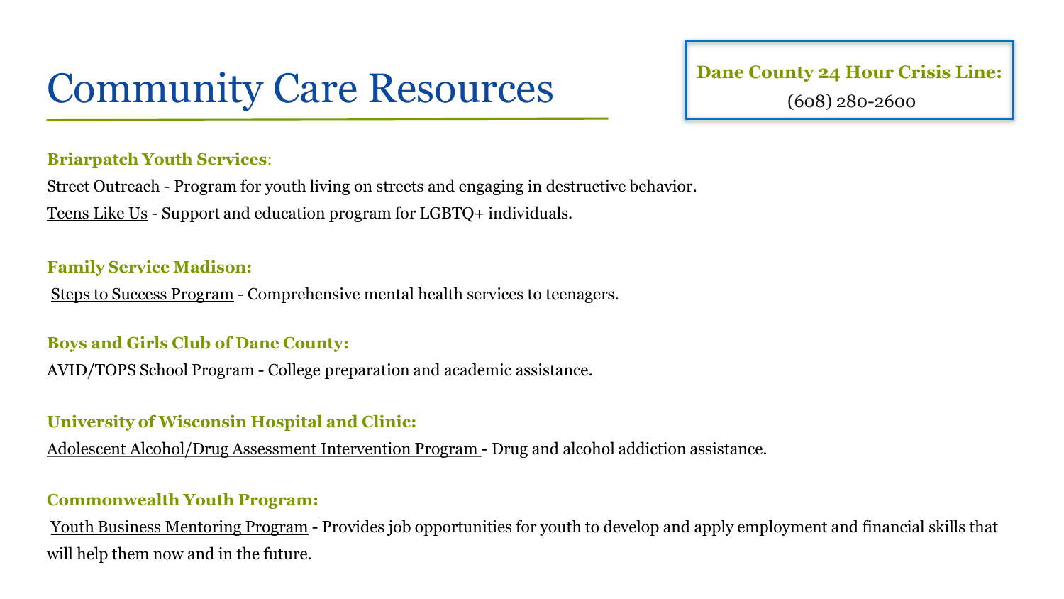# Community Care Resources

**Dane County 24 Hour Crisis Line:**
(608) 280-2600

**Briarpatch Youth Services**:

Street Outreach - Program for youth living on streets and engaging in destructive behavior.

Teens Like Us - Support and education program for LGBTQ+ individuals.

**Family Service Madison:**

Steps to Success Program - Comprehensive mental health services to teenagers.

**Boys and Girls Club of Dane County:**

AVID/TOPS School Program - College preparation and academic assistance.

**University of Wisconsin Hospital and Clinic:**

Adolescent Alcohol/Drug Assessment Intervention Program - Drug and alcohol addiction assistance.

**Commonwealth Youth Program:**

Youth Business Mentoring Program - Provides job opportunities for youth to develop and apply employment and financial skills that will help them now and in the future.